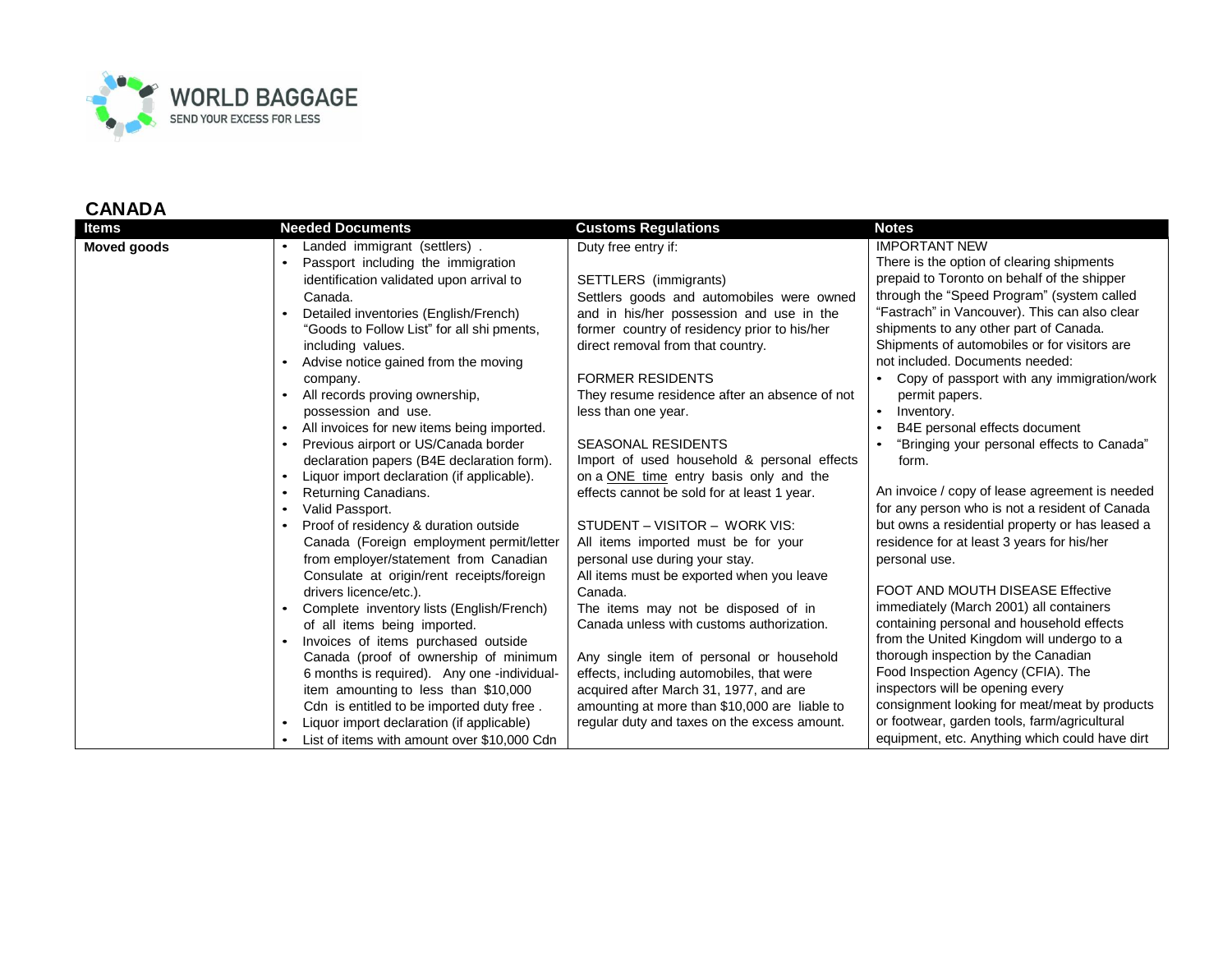WORLD BAGGAGE
SEND YOUR EXCESS FOR LESS

## CANADA

| Items | Needed Documents | Customs Regulations | Notes |
|---|---|---|---|
| **Moved goods** | • Landed immigrant (settlers) .<br>• Passport including the immigration identification validated upon arrival to Canada.<br>• Detailed inventories (English/French) "Goods to Follow List" for all shi pments, including values.<br>• Advise notice gained from the moving company.<br>• All records proving ownership, possession and use.<br>• All invoices for new items being imported.<br>• Previous airport or US/Canada border declaration papers (B4E declaration form).<br>• Liquor import declaration (if applicable).<br>• Returning Canadians.<br>• Valid Passport.<br>• Proof of residency & duration outside Canada (Foreign employment permit/letter from employer/statement from Canadian Consulate at origin/rent receipts/foreign drivers licence/etc.).<br>• Complete inventory lists (English/French) of all items being imported.<br>• Invoices of items purchased outside Canada (proof of ownership of minimum 6 months is required). Any one -individual- item amounting to less than $10,000 Cdn is entitled to be imported duty free .<br>• Liquor import declaration (if applicable)<br>• List of items with amount over $10,000 Cdn | Duty free entry if:<br><br>SETTLERS (immigrants)<br>Settlers goods and automobiles were owned and in his/her possession and use in the former country of residency prior to his/her direct removal from that country.<br><br>FORMER RESIDENTS<br>They resume residence after an absence of not less than one year.<br><br>SEASONAL RESIDENTS<br>Import of used household & personal effects on a ONE time entry basis only and the effects cannot be sold for at least 1 year.<br><br>STUDENT – VISITOR – WORK VIS:<br>All items imported must be for your personal use during your stay.<br>All items must be exported when you leave Canada.<br>The items may not be disposed of in Canada unless with customs authorization.<br><br>Any single item of personal or household effects, including automobiles, that were acquired after March 31, 1977, and are amounting at more than $10,000 are liable to regular duty and taxes on the excess amount. | IMPORTANT NEW<br>There is the option of clearing shipments prepaid to Toronto on behalf of the shipper through the "Speed Program" (system called "Fastrach" in Vancouver). This can also clear shipments to any other part of Canada. Shipments of automobiles or for visitors are not included. Documents needed:<br>• Copy of passport with any immigration/work permit papers.<br>• Inventory.<br>• B4E personal effects document<br>• "Bringing your personal effects to Canada" form.<br><br>An invoice / copy of lease agreement is needed for any person who is not a resident of Canada but owns a residential property or has leased a residence for at least 3 years for his/her personal use.<br><br>FOOT AND MOUTH DISEASE Effective immediately (March 2001) all containers containing personal and household effects from the United Kingdom will undergo to a thorough inspection by the Canadian Food Inspection Agency (CFIA). The inspectors will be opening every consignment looking for meat/meat by products or footwear, garden tools, farm/agricultural equipment, etc. Anything which could have dirt |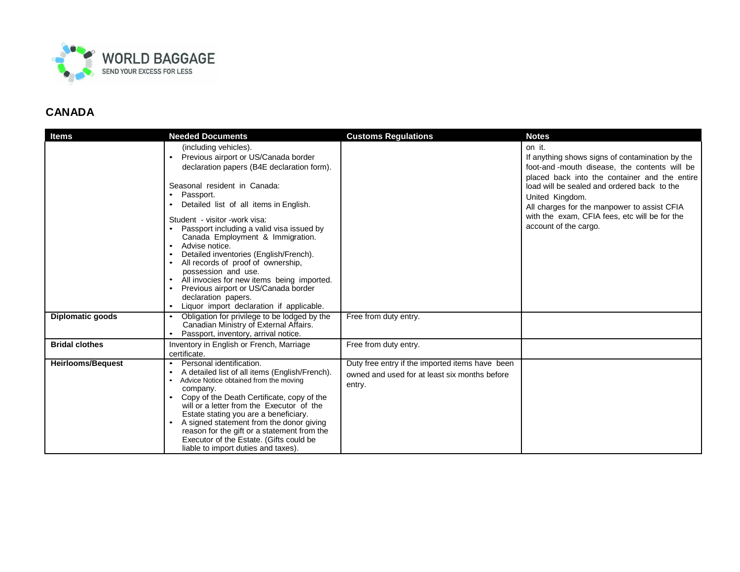# CANADA

| Items | Needed Documents | Customs Regulations | Notes |
|---|---|---|---|
| | (including vehicles).<br>• Previous airport or US/Canada border declaration papers (B4E declaration form).<br><br>Seasonal resident in Canada:<br>• Passport.<br>• Detailed list of all items in English.<br><br>Student - visitor -work visa:<br>• Passport including a valid visa issued by Canada Employment & Immigration.<br>• Advise notice.<br>• Detailed inventories (English/French).<br>• All records of proof of ownership, possession and use.<br>• All invocies for new items being imported.<br>• Previous airport or US/Canada border declaration papers.<br>• Liquor import declaration if applicable. | | on it.<br>If anything shows signs of contamination by the foot-and -mouth disease, the contents will be placed back into the container and the entire load will be sealed and ordered back to the United Kingdom.<br>All charges for the manpower to assist CFIA with the exam, CFIA fees, etc will be for the account of the cargo. |
| **Diplomatic goods** | • Obligation for privilege to be lodged by the Canadian Ministry of External Affairs.<br>• Passport, inventory, arrival notice. | Free from duty entry. | |
| **Bridal clothes** | Inventory in English or French, Marriage certificate. | Free from duty entry. | |
| **Heirlooms/Bequest** | • Personal identification.<br>• A detailed list of all items (English/French).<br>• Advice Notice obtained from the moving company.<br>• Copy of the Death Certificate, copy of the will or a letter from the Executor of the Estate stating you are a beneficiary.<br>• A signed statement from the donor giving reason for the gift or a statement from the Executor of the Estate. (Gifts could be liable to import duties and taxes). | Duty free entry if the imported items have been owned and used for at least six months before entry. | |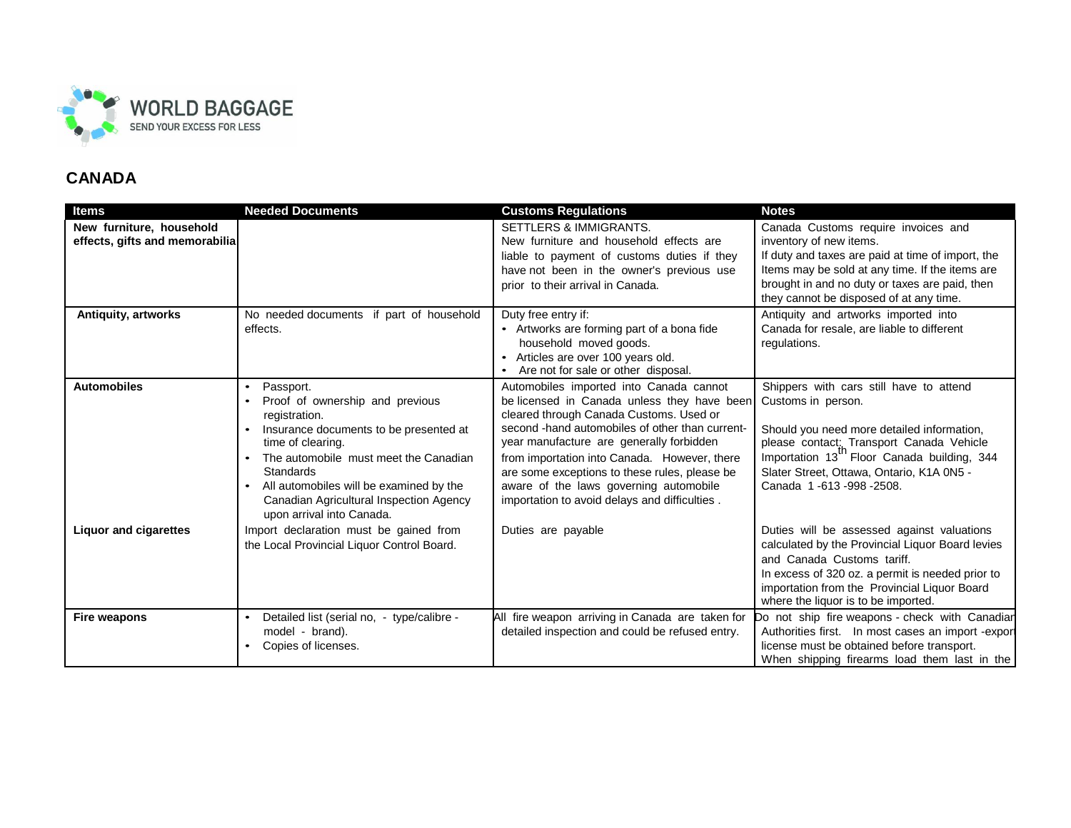## CANADA

| Items | Needed Documents | Customs Regulations | Notes |
|---|---|---|---|
| **New furniture, household effects, gifts and memorabilia** | | SETTLERS & IMMIGRANTS. New furniture and household effects are liable to payment of customs duties if they have not been in the owner's previous use prior to their arrival in Canada. | Canada Customs require invoices and inventory of new items. If duty and taxes are paid at time of import, the Items may be sold at any time. If the items are brought in and no duty or taxes are paid, then they cannot be disposed of at any time. |
| **Antiquity, artworks** | No needed documents if part of household effects. | Duty free entry if: <br>• Artworks are forming part of a bona fide household moved goods. <br>• Articles are over 100 years old. <br>• Are not for sale or other disposal. | Antiquity and artworks imported into Canada for resale, are liable to different regulations. |
| **Automobiles** | • Passport. <br>• Proof of ownership and previous registration. <br>• Insurance documents to be presented at time of clearing. <br>• The automobile must meet the Canadian Standards <br>• All automobiles will be examined by the Canadian Agricultural Inspection Agency upon arrival into Canada. | Automobiles imported into Canada cannot be licensed in Canada unless they have been cleared through Canada Customs. Used or second -hand automobiles of other than current-year manufacture are generally forbidden from importation into Canada. However, there are some exceptions to these rules, please be aware of the laws governing automobile importation to avoid delays and difficulties . | Shippers with cars still have to attend Customs in person. <br><br>Should you need more detailed information, please contact: Transport Canada Vehicle Importation 13th Floor Canada building, 344 Slater Street, Ottawa, Ontario, K1A 0N5 - Canada 1 -613 -998 -2508. |
| **Liquor and cigarettes** | Import declaration must be gained from the Local Provincial Liquor Control Board. | Duties are payable | Duties will be assessed against valuations calculated by the Provincial Liquor Board levies and Canada Customs tariff. In excess of 320 oz. a permit is needed prior to importation from the Provincial Liquor Board where the liquor is to be imported. |
| **Fire weapons** | • Detailed list (serial no, - type/calibre - model - brand). <br>• Copies of licenses. | All fire weapon arriving in Canada are taken for detailed inspection and could be refused entry. | Do not ship fire weapons - check with Canadian Authorities first. In most cases an import -export license must be obtained before transport. When shipping firearms load them last in the |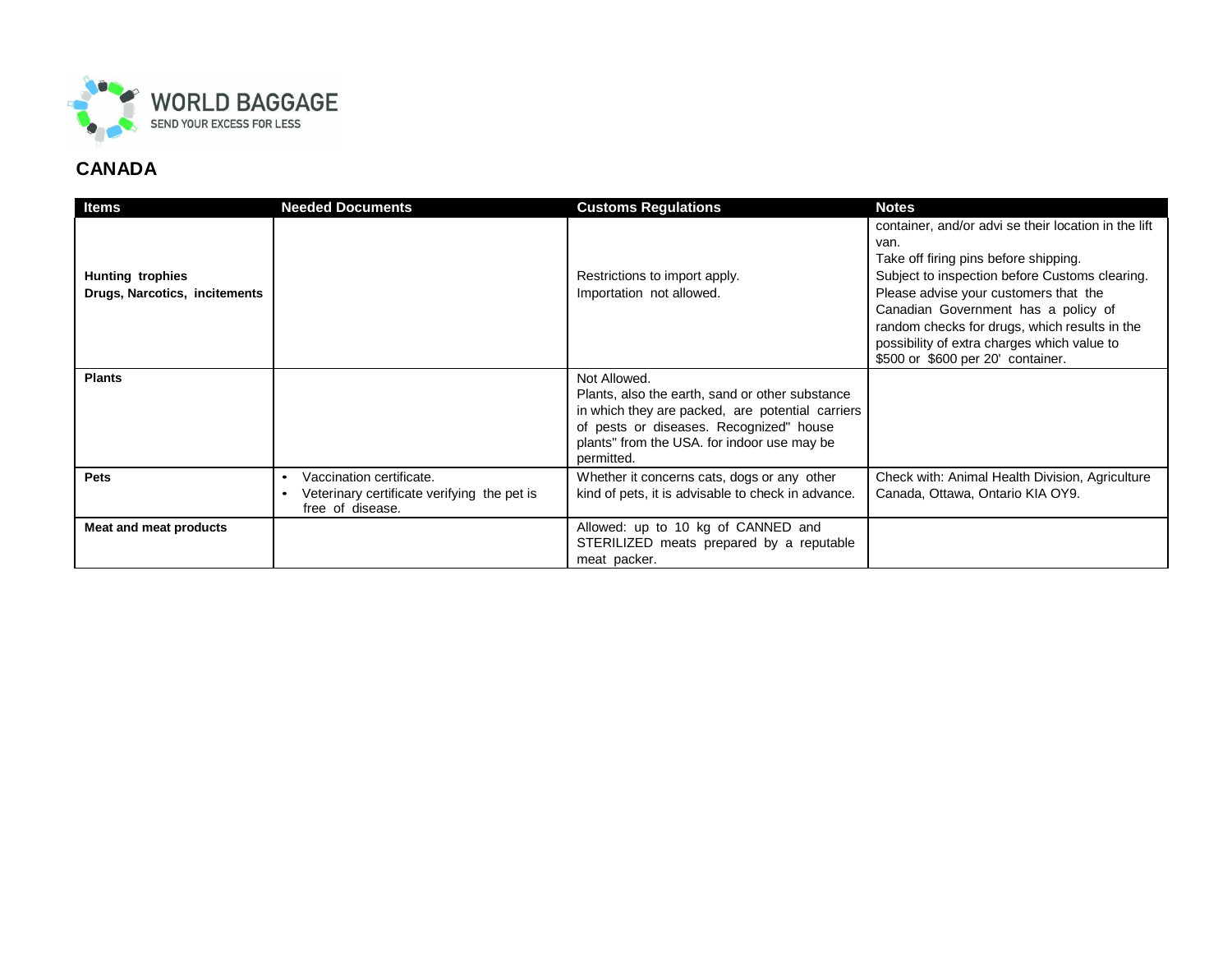## CANADA

| Items | Needed Documents | Customs Regulations | Notes |
|---|---|---|---|
| **Hunting trophies**<br>**Drugs, Narcotics, incitements** | | Restrictions to import apply.<br>Importation not allowed. | container, and/or advi se their location in the lift van.<br>Take off firing pins before shipping.<br>Subject to inspection before Customs clearing.<br>Please advise your customers that the Canadian Government has a policy of random checks for drugs, which results in the possibility of extra charges which value to $500 or $600 per 20' container. |
| **Plants** | | Not Allowed.<br>Plants, also the earth, sand or other substance in which they are packed, are potential carriers of pests or diseases. Recognized" house plants" from the USA. for indoor use may be permitted. | |
| **Pets** | • Vaccination certificate.<br>• Veterinary certificate verifying the pet is free of disease. | Whether it concerns cats, dogs or any other kind of pets, it is advisable to check in advance. | Check with: Animal Health Division, Agriculture Canada, Ottawa, Ontario KIA OY9. |
| **Meat and meat products** | | Allowed: up to 10 kg of CANNED and STERILIZED meats prepared by a reputable meat packer. | |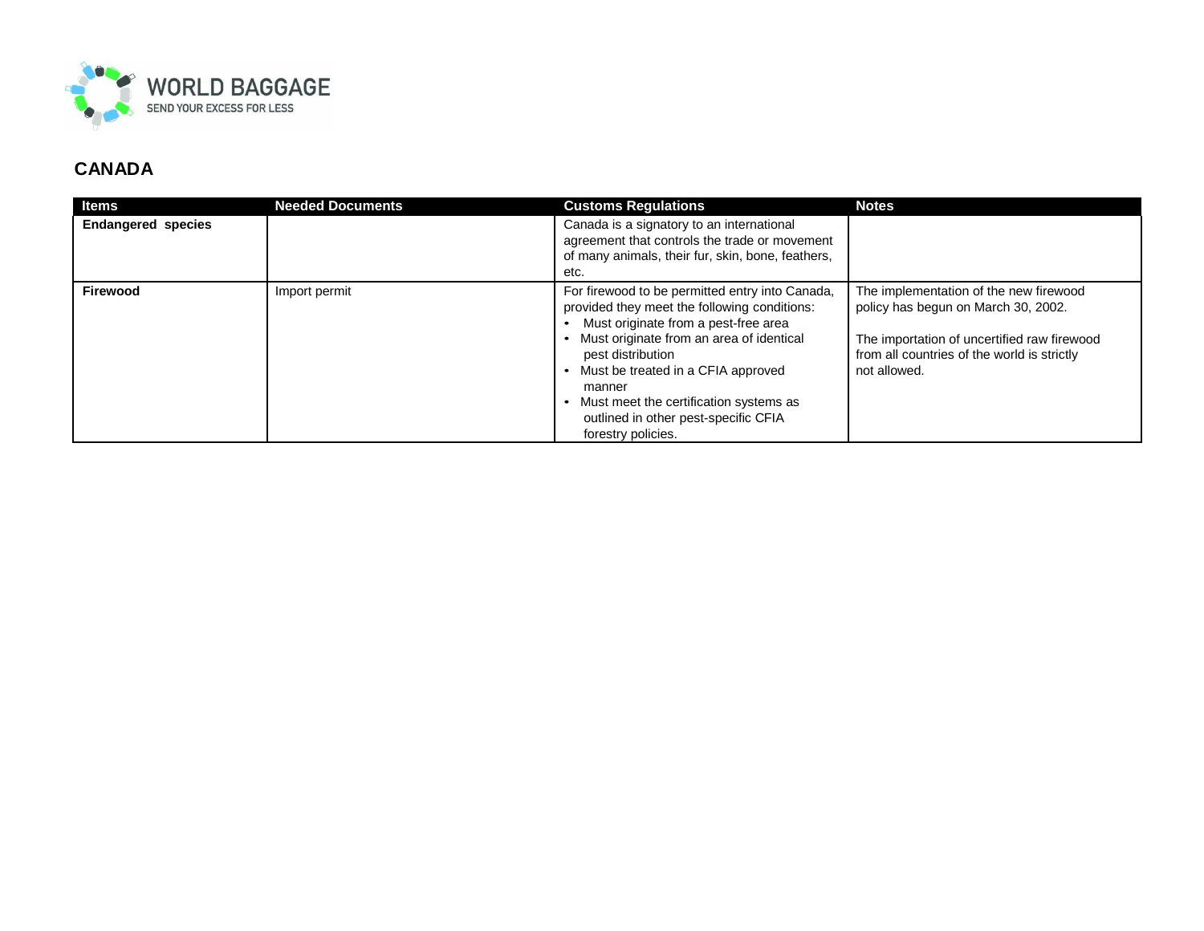## CANADA

| Items | Needed Documents | Customs Regulations | Notes |
|---|---|---|---|
| **Endangered species** | | Canada is a signatory to an international agreement that controls the trade or movement of many animals, their fur, skin, bone, feathers, etc. | |
| **Firewood** | Import permit | For firewood to be permitted entry into Canada, provided they meet the following conditions:<br>• Must originate from a pest-free area<br>• Must originate from an area of identical pest distribution<br>• Must be treated in a CFIA approved manner<br>• Must meet the certification systems as outlined in other pest-specific CFIA forestry policies. | The implementation of the new firewood policy has begun on March 30, 2002.<br><br>The importation of uncertified raw firewood from all countries of the world is strictly not allowed. |